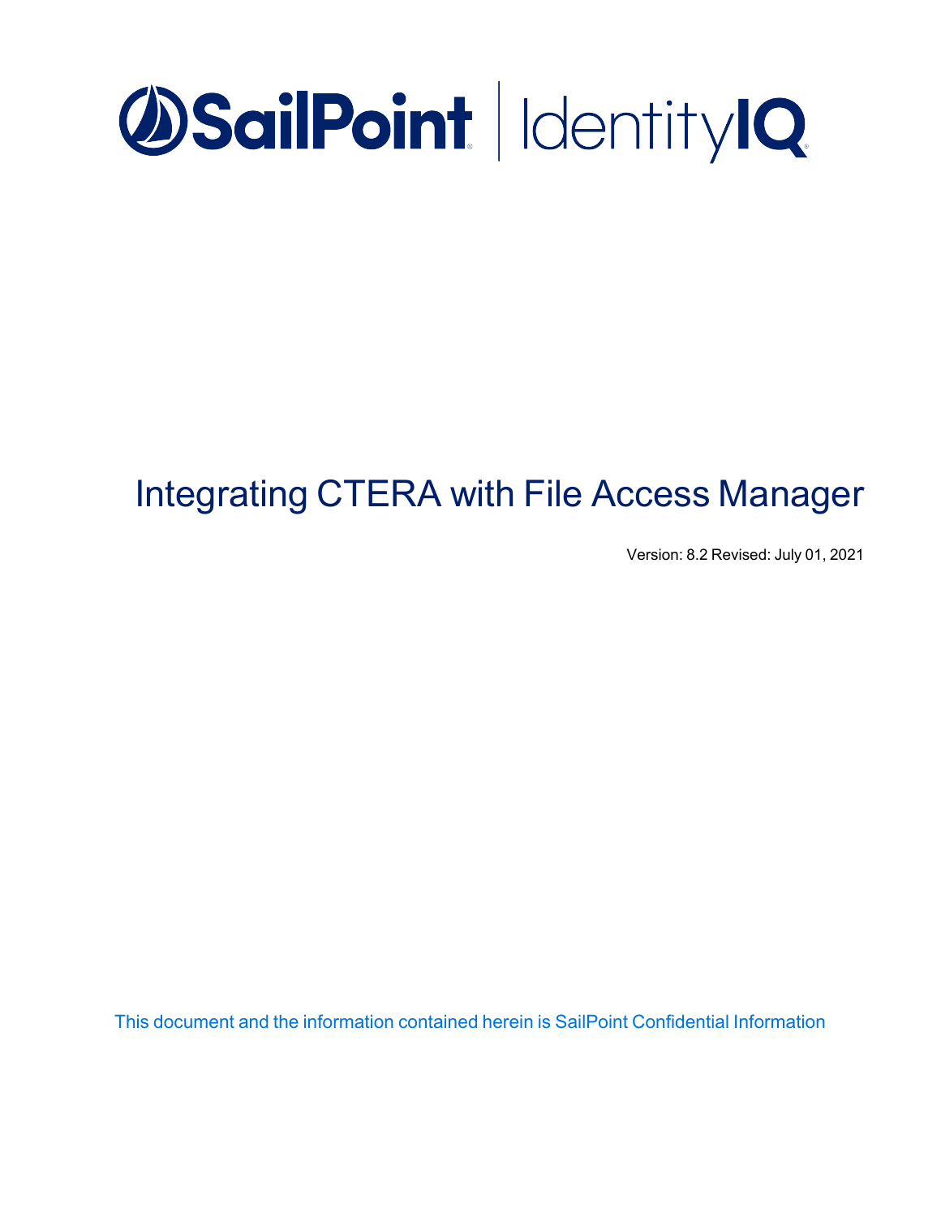SailPoint | IdentityIQ

# Integrating CTERA with File Access Manager

Version: 8.2 Revised: July 01, 2021

This document and the information contained herein is SailPoint Confidential Information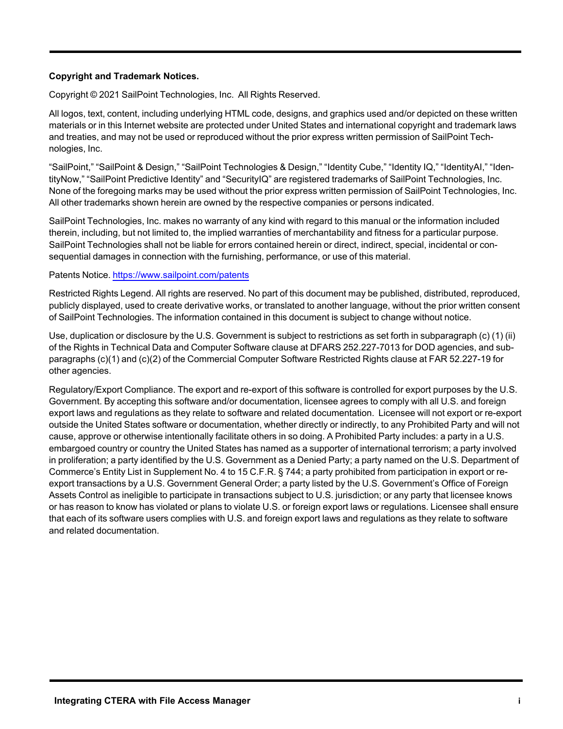**Copyright and Trademark Notices.**

Copyright © 2021 SailPoint Technologies, Inc. All Rights Reserved.

All logos, text, content, including underlying HTML code, designs, and graphics used and/or depicted on these written materials or in this Internet website are protected under United States and international copyright and trademark laws and treaties, and may not be used or reproduced without the prior express written permission of SailPoint Technologies, Inc.

"SailPoint," "SailPoint & Design," "SailPoint Technologies & Design," "Identity Cube," "Identity IQ," "IdentityAI," "IdentityNow," "SailPoint Predictive Identity" and "SecurityIQ" are registered trademarks of SailPoint Technologies, Inc. None of the foregoing marks may be used without the prior express written permission of SailPoint Technologies, Inc. All other trademarks shown herein are owned by the respective companies or persons indicated.

SailPoint Technologies, Inc. makes no warranty of any kind with regard to this manual or the information included therein, including, but not limited to, the implied warranties of merchantability and fitness for a particular purpose. SailPoint Technologies shall not be liable for errors contained herein or direct, indirect, special, incidental or consequential damages in connection with the furnishing, performance, or use of this material.

Patents Notice. https://www.sailpoint.com/patents

Restricted Rights Legend. All rights are reserved. No part of this document may be published, distributed, reproduced, publicly displayed, used to create derivative works, or translated to another language, without the prior written consent of SailPoint Technologies. The information contained in this document is subject to change without notice.

Use, duplication or disclosure by the U.S. Government is subject to restrictions as set forth in subparagraph (c) (1) (ii) of the Rights in Technical Data and Computer Software clause at DFARS 252.227-7013 for DOD agencies, and subparagraphs (c)(1) and (c)(2) of the Commercial Computer Software Restricted Rights clause at FAR 52.227-19 for other agencies.

Regulatory/Export Compliance. The export and re-export of this software is controlled for export purposes by the U.S. Government. By accepting this software and/or documentation, licensee agrees to comply with all U.S. and foreign export laws and regulations as they relate to software and related documentation. Licensee will not export or re-export outside the United States software or documentation, whether directly or indirectly, to any Prohibited Party and will not cause, approve or otherwise intentionally facilitate others in so doing. A Prohibited Party includes: a party in a U.S. embargoed country or country the United States has named as a supporter of international terrorism; a party involved in proliferation; a party identified by the U.S. Government as a Denied Party; a party named on the U.S. Department of Commerce's Entity List in Supplement No. 4 to 15 C.F.R. § 744; a party prohibited from participation in export or re-export transactions by a U.S. Government General Order; a party listed by the U.S. Government's Office of Foreign Assets Control as ineligible to participate in transactions subject to U.S. jurisdiction; or any party that licensee knows or has reason to know has violated or plans to violate U.S. or foreign export laws or regulations. Licensee shall ensure that each of its software users complies with U.S. and foreign export laws and regulations as they relate to software and related documentation.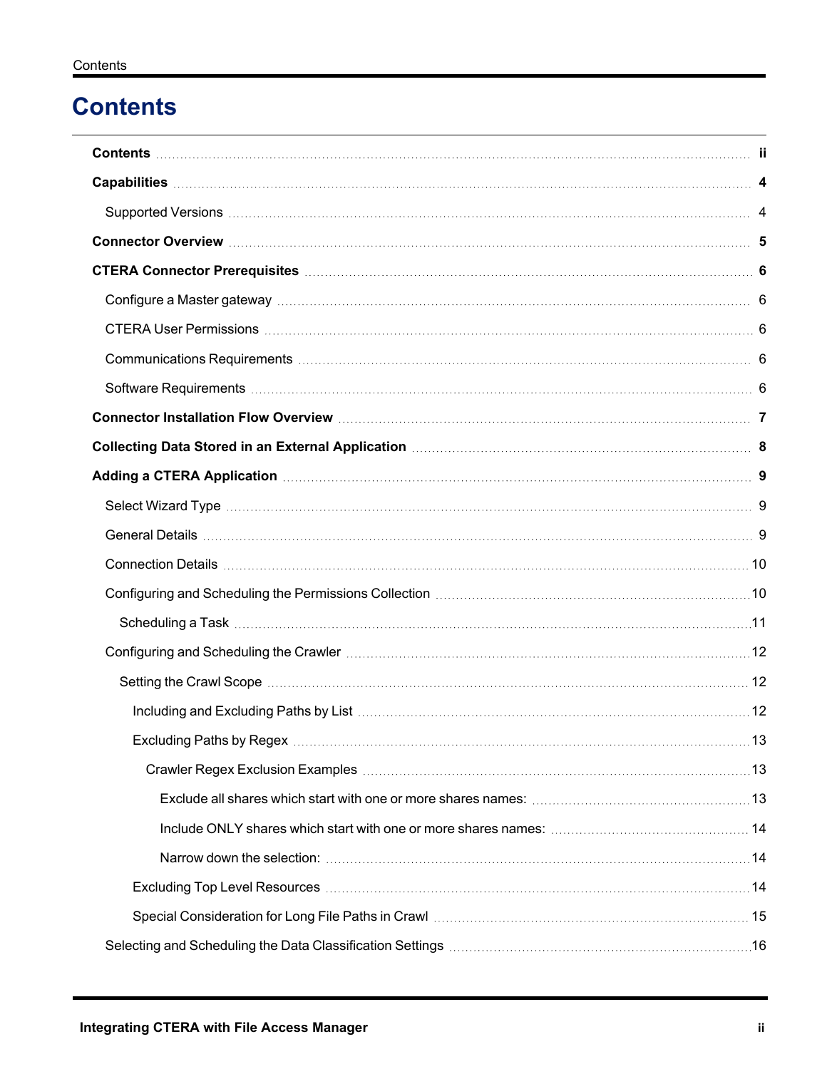# Contents

- **Contents** ii
- **Capabilities** 4
  - Supported Versions 4
- **Connector Overview** 5
- **CTERA Connector Prerequisites** 6
  - Configure a Master gateway 6
  - CTERA User Permissions 6
  - Communications Requirements 6
  - Software Requirements 6
- **Connector Installation Flow Overview** 7
- **Collecting Data Stored in an External Application** 8
- **Adding a CTERA Application** 9
  - Select Wizard Type 9
  - General Details 9
  - Connection Details 10
  - Configuring and Scheduling the Permissions Collection 10
    - Scheduling a Task 11
  - Configuring and Scheduling the Crawler 12
    - Setting the Crawl Scope 12
      - Including and Excluding Paths by List 12
      - Excluding Paths by Regex 13
        - Crawler Regex Exclusion Examples 13
          - Exclude all shares which start with one or more shares names: 13
          - Include ONLY shares which start with one or more shares names: 14
          - Narrow down the selection: 14
      - Excluding Top Level Resources 14
      - Special Consideration for Long File Paths in Crawl 15
  - Selecting and Scheduling the Data Classification Settings 16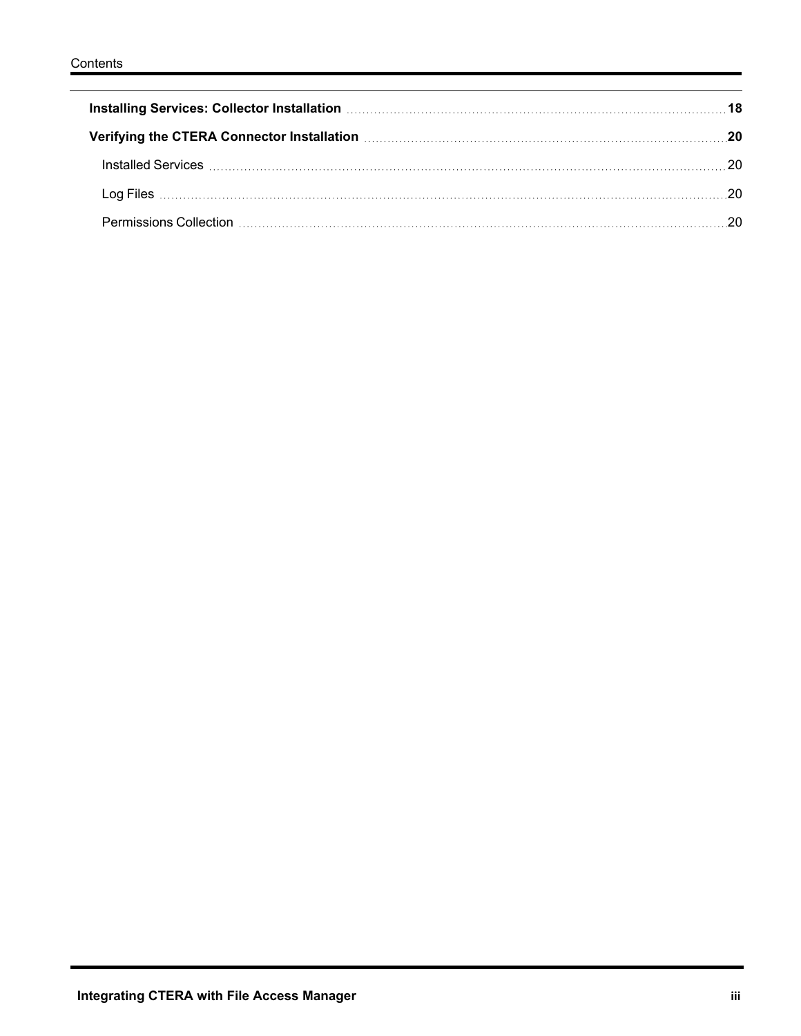**Installing Services: Collector Installation** ... **18**

**Verifying the CTERA Connector Installation** ... **20**

- Installed Services ... 20
- Log Files ... 20
- Permissions Collection ... 20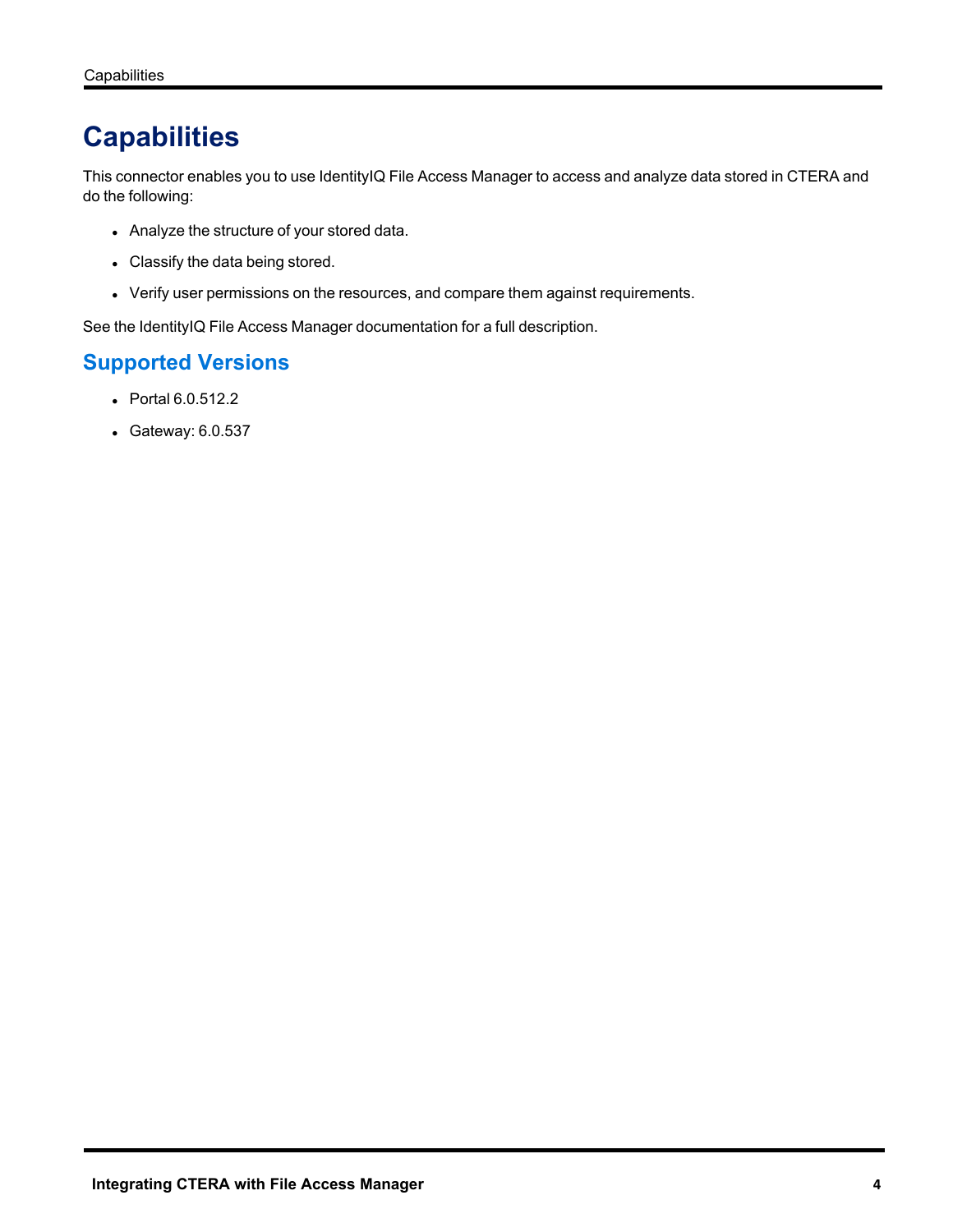# Capabilities

This connector enables you to use IdentityIQ File Access Manager to access and analyze data stored in CTERA and do the following:

- Analyze the structure of your stored data.
- Classify the data being stored.
- Verify user permissions on the resources, and compare them against requirements.

See the IdentityIQ File Access Manager documentation for a full description.

## Supported Versions

- Portal 6.0.512.2
- Gateway: 6.0.537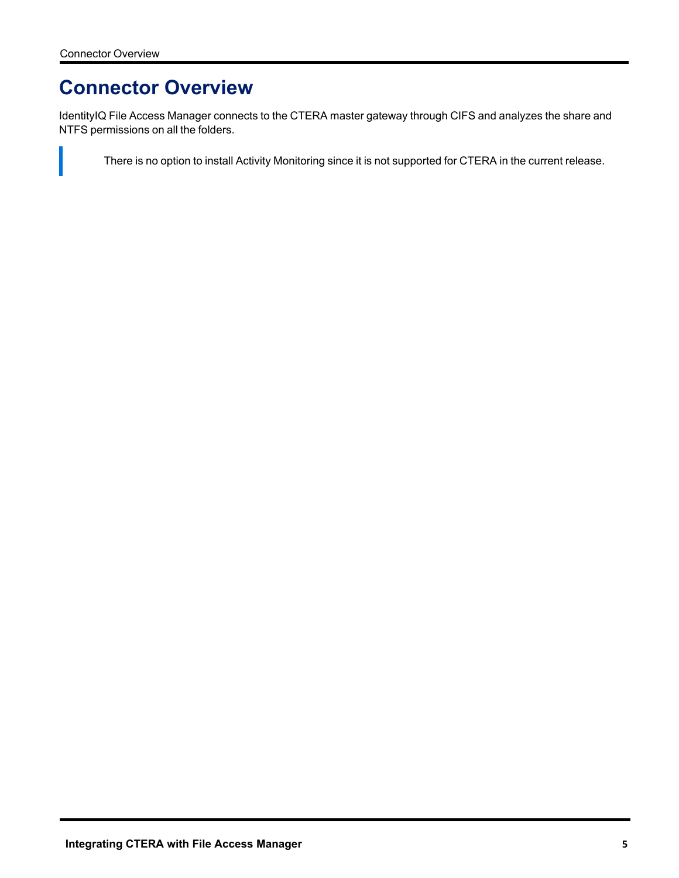# Connector Overview

IdentityIQ File Access Manager connects to the CTERA master gateway through CIFS and analyzes the share and NTFS permissions on all the folders.

> There is no option to install Activity Monitoring since it is not supported for CTERA in the current release.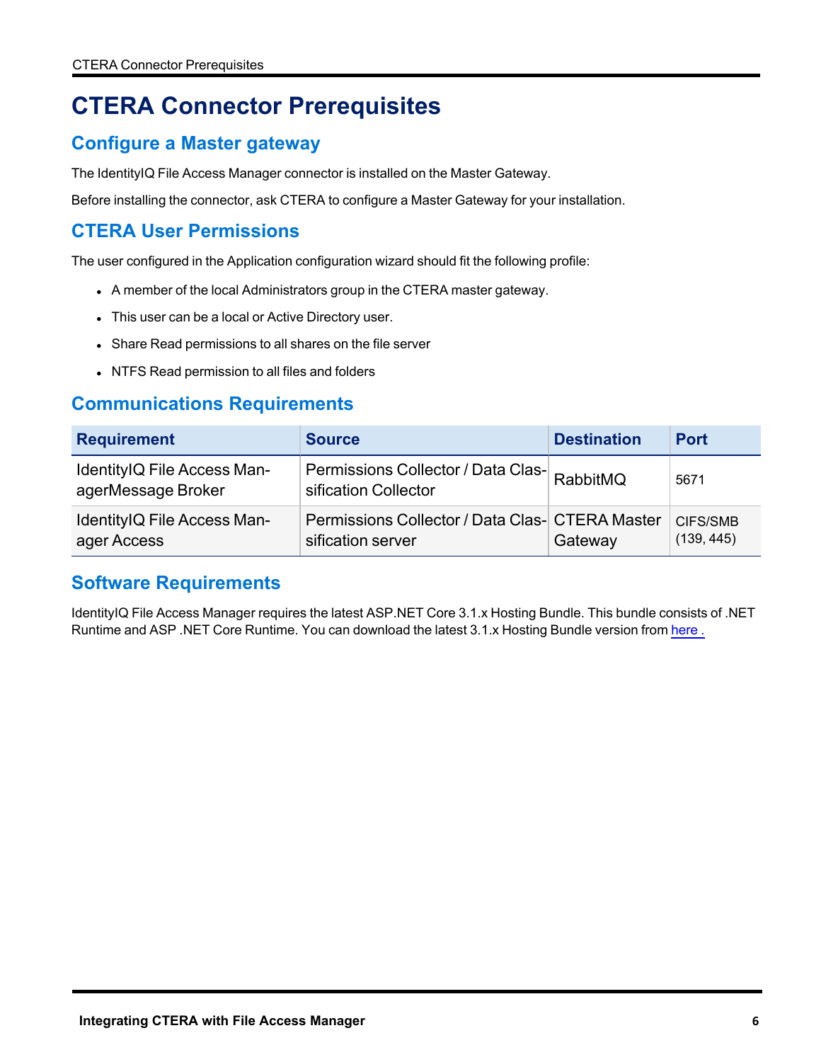# CTERA Connector Prerequisites

## Configure a Master gateway

The IdentityIQ File Access Manager connector is installed on the Master Gateway.

Before installing the connector, ask CTERA to configure a Master Gateway for your installation.

## CTERA User Permissions

The user configured in the Application configuration wizard should fit the following profile:

- A member of the local Administrators group in the CTERA master gateway.
- This user can be a local or Active Directory user.
- Share Read permissions to all shares on the file server
- NTFS Read permission to all files and folders

## Communications Requirements

| Requirement | Source | Destination | Port |
| --- | --- | --- | --- |
| IdentityIQ File Access ManagerMessage Broker | Permissions Collector / Data Classification Collector | RabbitMQ | 5671 |
| IdentityIQ File Access Manager Access | Permissions Collector / Data Classification server | CTERA Master Gateway | CIFS/SMB (139, 445) |

## Software Requirements

IdentityIQ File Access Manager requires the latest ASP.NET Core 3.1.x Hosting Bundle. This bundle consists of .NET Runtime and ASP .NET Core Runtime. You can download the latest 3.1.x Hosting Bundle version from here .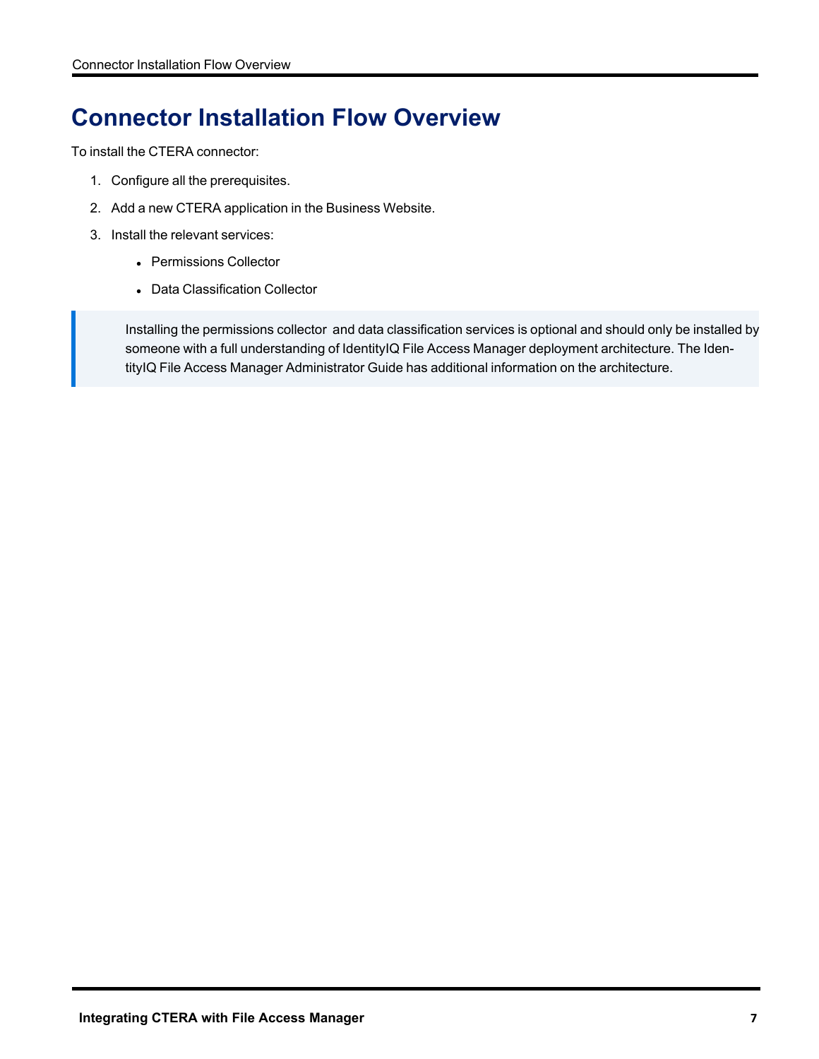# Connector Installation Flow Overview

To install the CTERA connector:

1. Configure all the prerequisites.
2. Add a new CTERA application in the Business Website.
3. Install the relevant services:
    - Permissions Collector
    - Data Classification Collector

> Installing the permissions collector and data classification services is optional and should only be installed by someone with a full understanding of IdentityIQ File Access Manager deployment architecture. The IdentityIQ File Access Manager Administrator Guide has additional information on the architecture.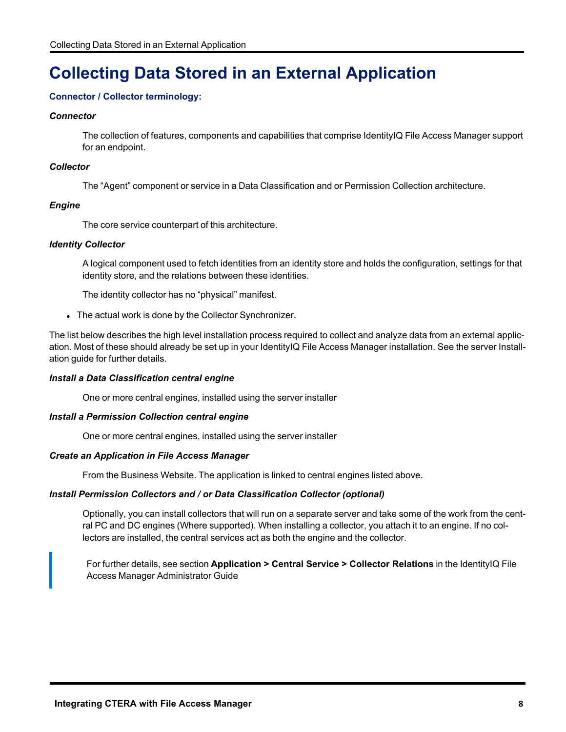# Collecting Data Stored in an External Application

### Connector / Collector terminology:

***Connector***

The collection of features, components and capabilities that comprise IdentityIQ File Access Manager support for an endpoint.

***Collector***

The “Agent” component or service in a Data Classification and or Permission Collection architecture.

***Engine***

The core service counterpart of this architecture.

***Identity Collector***

A logical component used to fetch identities from an identity store and holds the configuration, settings for that identity store, and the relations between these identities.

The identity collector has no “physical” manifest.

- The actual work is done by the Collector Synchronizer.

The list below describes the high level installation process required to collect and analyze data from an external application. Most of these should already be set up in your IdentityIQ File Access Manager installation. See the server Installation guide for further details.

***Install a Data Classification central engine***

One or more central engines, installed using the server installer

***Install a Permission Collection central engine***

One or more central engines, installed using the server installer

***Create an Application in File Access Manager***

From the Business Website. The application is linked to central engines listed above.

***Install Permission Collectors and / or Data Classification Collector (optional)***

Optionally, you can install collectors that will run on a separate server and take some of the work from the central PC and DC engines (Where supported). When installing a collector, you attach it to an engine. If no collectors are installed, the central services act as both the engine and the collector.

> For further details, see section **Application > Central Service > Collector Relations** in the IdentityIQ File Access Manager Administrator Guide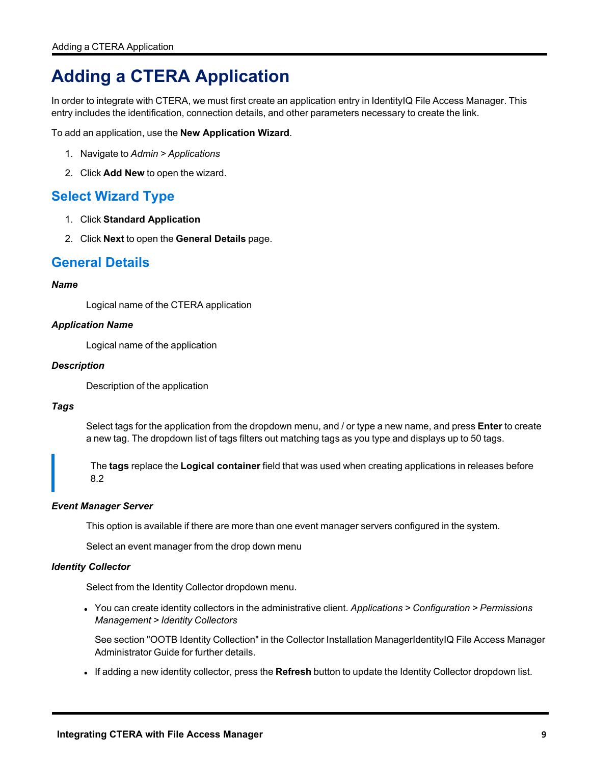# Adding a CTERA Application

In order to integrate with CTERA, we must first create an application entry in IdentityIQ File Access Manager. This entry includes the identification, connection details, and other parameters necessary to create the link.

To add an application, use the **New Application Wizard**.

1. Navigate to *Admin* > *Applications*
2. Click **Add New** to open the wizard.

## Select Wizard Type

1. Click **Standard Application**
2. Click **Next** to open the **General Details** page.

## General Details

***Name***

Logical name of the CTERA application

***Application Name***

Logical name of the application

***Description***

Description of the application

***Tags***

Select tags for the application from the dropdown menu, and / or type a new name, and press **Enter** to create a new tag. The dropdown list of tags filters out matching tags as you type and displays up to 50 tags.

> The **tags** replace the **Logical container** field that was used when creating applications in releases before 8.2

***Event Manager Server***

This option is available if there are more than one event manager servers configured in the system.

Select an event manager from the drop down menu

***Identity Collector***

Select from the Identity Collector dropdown menu.

- You can create identity collectors in the administrative client. *Applications* > *Configuration* > *Permissions Management* > *Identity Collectors*

  See section "OOTB Identity Collection" in the Collector Installation ManagerIdentityIQ File Access Manager Administrator Guide for further details.

- If adding a new identity collector, press the **Refresh** button to update the Identity Collector dropdown list.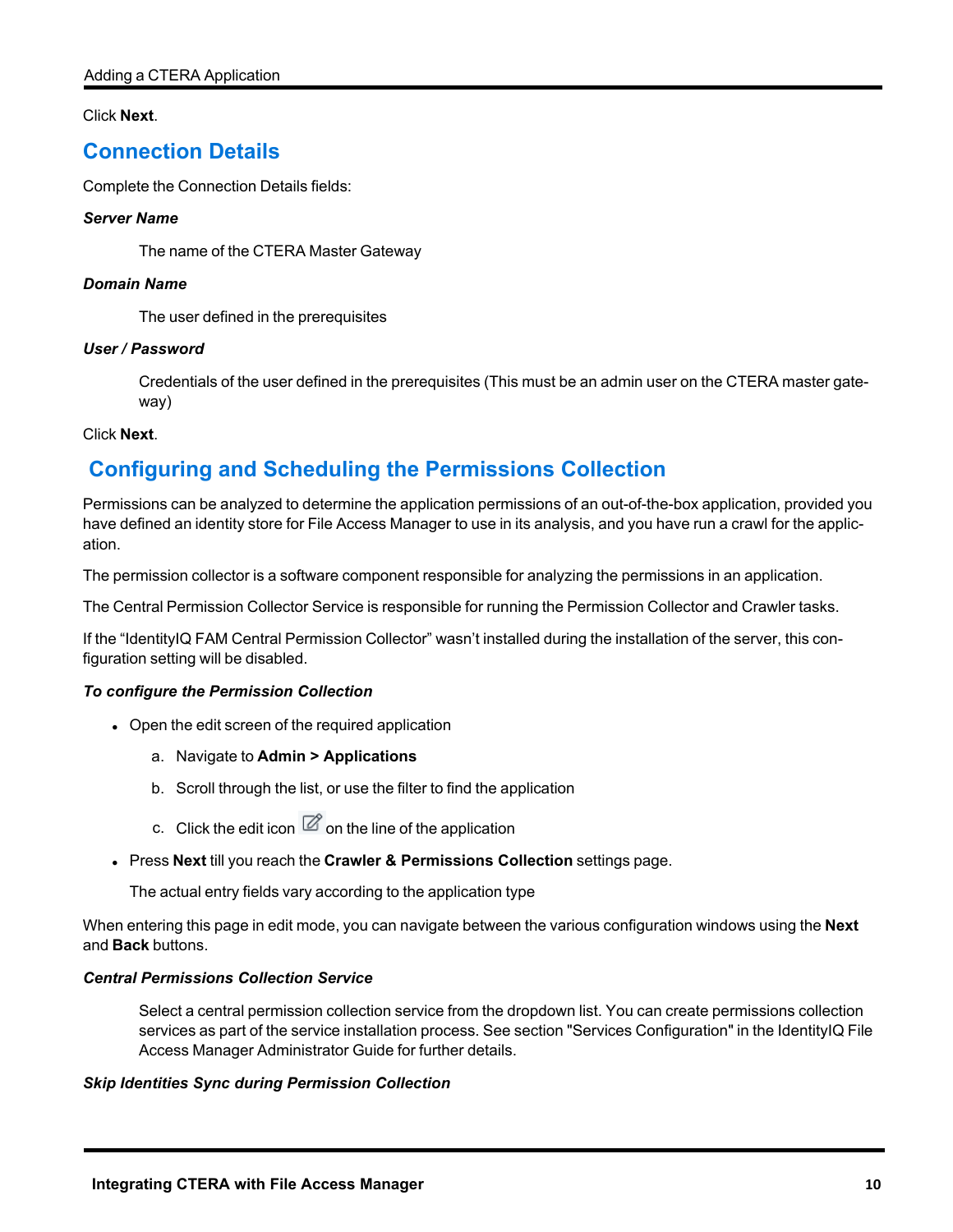Click **Next**.

## Connection Details

Complete the Connection Details fields:

***Server Name***

The name of the CTERA Master Gateway

***Domain Name***

The user defined in the prerequisites

***User / Password***

Credentials of the user defined in the prerequisites (This must be an admin user on the CTERA master gateway)

Click **Next**.

## Configuring and Scheduling the Permissions Collection

Permissions can be analyzed to determine the application permissions of an out-of-the-box application, provided you have defined an identity store for File Access Manager to use in its analysis, and you have run a crawl for the application.

The permission collector is a software component responsible for analyzing the permissions in an application.

The Central Permission Collector Service is responsible for running the Permission Collector and Crawler tasks.

If the “IdentityIQ FAM Central Permission Collector” wasn’t installed during the installation of the server, this configuration setting will be disabled.

***To configure the Permission Collection***

- Open the edit screen of the required application
  a. Navigate to **Admin > Applications**
  b. Scroll through the list, or use the filter to find the application
  c. Click the edit icon on the line of the application
- Press **Next** till you reach the **Crawler & Permissions Collection** settings page.

  The actual entry fields vary according to the application type

When entering this page in edit mode, you can navigate between the various configuration windows using the **Next** and **Back** buttons.

***Central Permissions Collection Service***

Select a central permission collection service from the dropdown list. You can create permissions collection services as part of the service installation process. See section "Services Configuration" in the IdentityIQ File Access Manager Administrator Guide for further details.

***Skip Identities Sync during Permission Collection***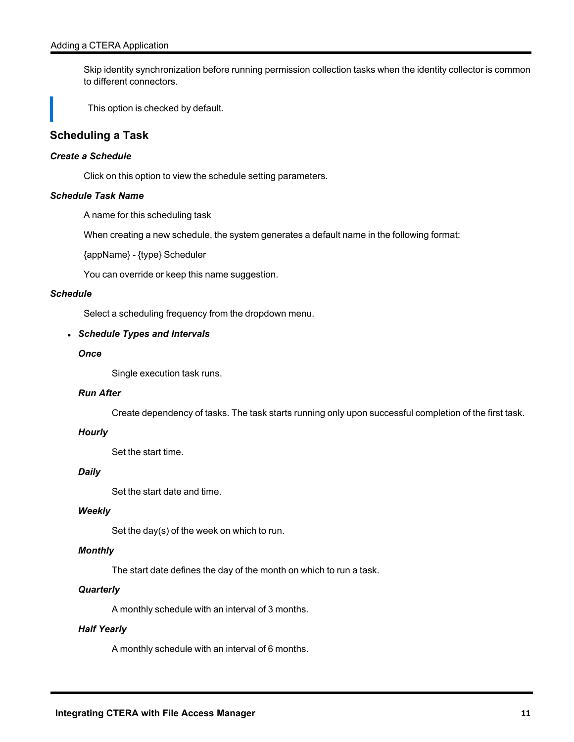Skip identity synchronization before running permission collection tasks when the identity collector is common to different connectors.

> This option is checked by default.

## Scheduling a Task

***Create a Schedule***

Click on this option to view the schedule setting parameters.

***Schedule Task Name***

A name for this scheduling task

When creating a new schedule, the system generates a default name in the following format:

{appName} - {type} Scheduler

You can override or keep this name suggestion.

***Schedule***

Select a scheduling frequency from the dropdown menu.

- ***Schedule Types and Intervals***

  ***Once***

  Single execution task runs.

  ***Run After***

  Create dependency of tasks. The task starts running only upon successful completion of the first task.

  ***Hourly***

  Set the start time.

  ***Daily***

  Set the start date and time.

  ***Weekly***

  Set the day(s) of the week on which to run.

  ***Monthly***

  The start date defines the day of the month on which to run a task.

  ***Quarterly***

  A monthly schedule with an interval of 3 months.

  ***Half Yearly***

  A monthly schedule with an interval of 6 months.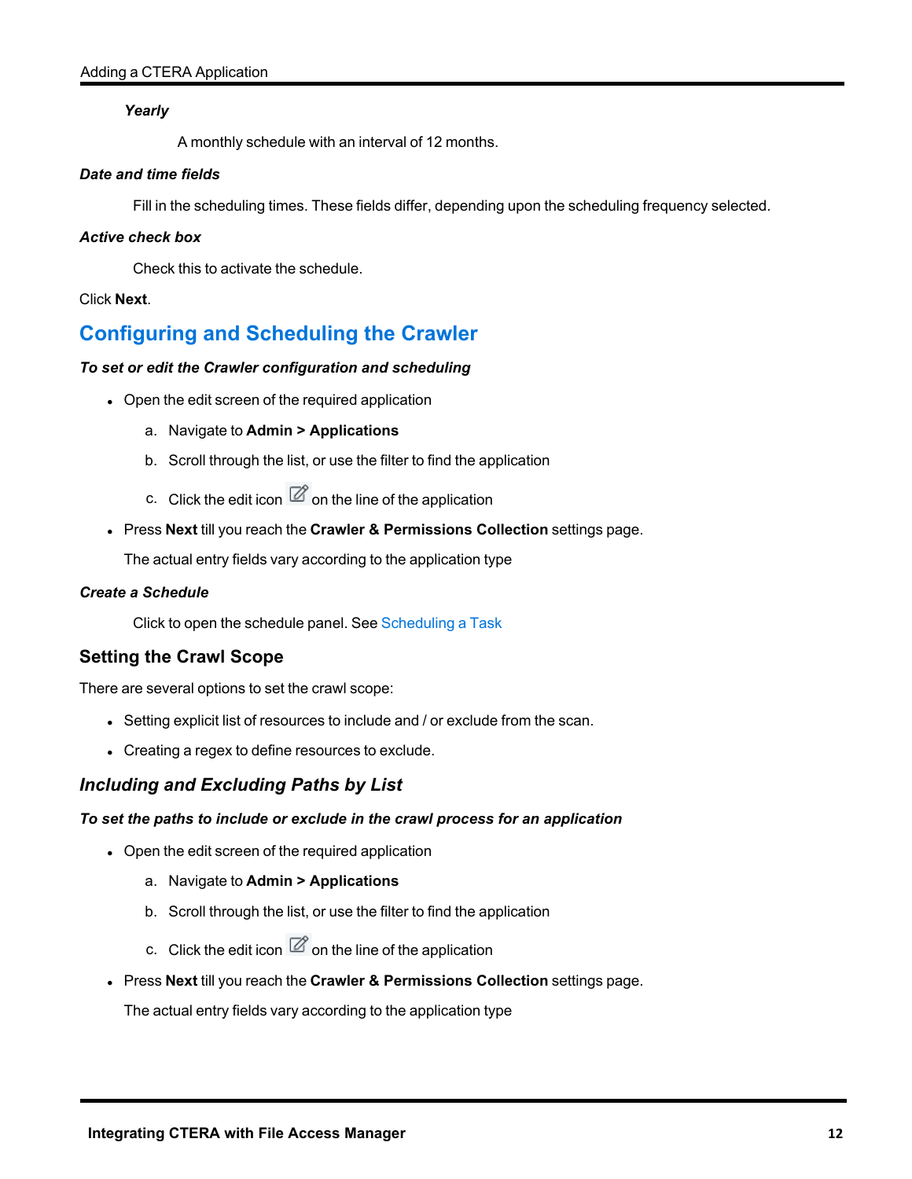***Yearly***

A monthly schedule with an interval of 12 months.

***Date and time fields***

Fill in the scheduling times. These fields differ, depending upon the scheduling frequency selected.

***Active check box***

Check this to activate the schedule.

Click **Next**.

## Configuring and Scheduling the Crawler

***To set or edit the Crawler configuration and scheduling***

- Open the edit screen of the required application
  a. Navigate to **Admin > Applications**
  b. Scroll through the list, or use the filter to find the application
  c. Click the edit icon on the line of the application
- Press **Next** till you reach the **Crawler & Permissions Collection** settings page.

  The actual entry fields vary according to the application type

***Create a Schedule***

Click to open the schedule panel. See Scheduling a Task

### Setting the Crawl Scope

There are several options to set the crawl scope:

- Setting explicit list of resources to include and / or exclude from the scan.
- Creating a regex to define resources to exclude.

### *Including and Excluding Paths by List*

***To set the paths to include or exclude in the crawl process for an application***

- Open the edit screen of the required application
  a. Navigate to **Admin > Applications**
  b. Scroll through the list, or use the filter to find the application
  c. Click the edit icon on the line of the application
- Press **Next** till you reach the **Crawler & Permissions Collection** settings page.

  The actual entry fields vary according to the application type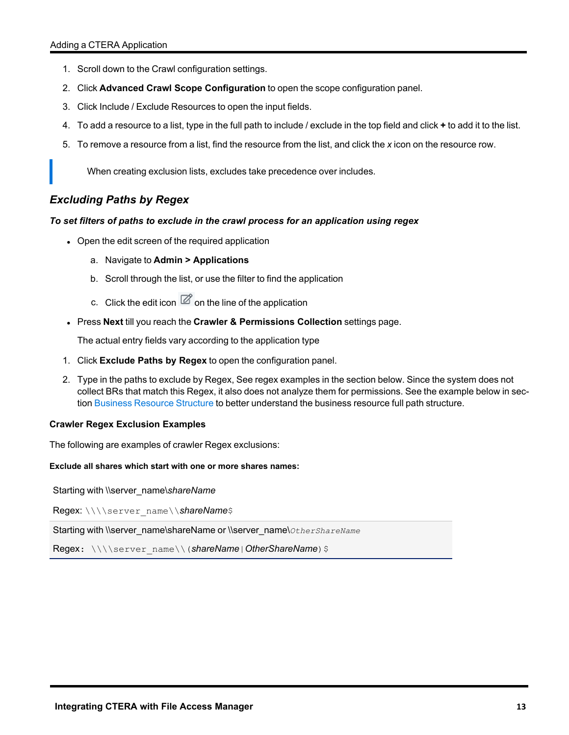1. Scroll down to the Crawl configuration settings.
2. Click **Advanced Crawl Scope Configuration** to open the scope configuration panel.
3. Click Include / Exclude Resources to open the input fields.
4. To add a resource to a list, type in the full path to include / exclude in the top field and click **+** to add it to the list.
5. To remove a resource from a list, find the resource from the list, and click the *x* icon on the resource row.

> When creating exclusion lists, excludes take precedence over includes.

## *Excluding Paths by Regex*

***To set filters of paths to exclude in the crawl process for an application using regex***

- Open the edit screen of the required application
  a. Navigate to **Admin > Applications**
  b. Scroll through the list, or use the filter to find the application
  c. Click the edit icon on the line of the application
- Press **Next** till you reach the **Crawler & Permissions Collection** settings page.

  The actual entry fields vary according to the application type

1. Click **Exclude Paths by Regex** to open the configuration panel.
2. Type in the paths to exclude by Regex, See regex examples in the section below. Since the system does not collect BRs that match this Regex, it also does not analyze them for permissions. See the example below in section Business Resource Structure to better understand the business resource full path structure.

**Crawler Regex Exclusion Examples**

The following are examples of crawler Regex exclusions:

**Exclude all shares which start with one or more shares names:**

Starting with \\server_name\*shareName*

Regex: `\\\\server_name\\`*shareName*`$`

Starting with \\server_name\shareName or \\server_name\`OtherShareName`

Regex: `\\\\server_name\\(`*shareName*`|`*OtherShareName*`)$`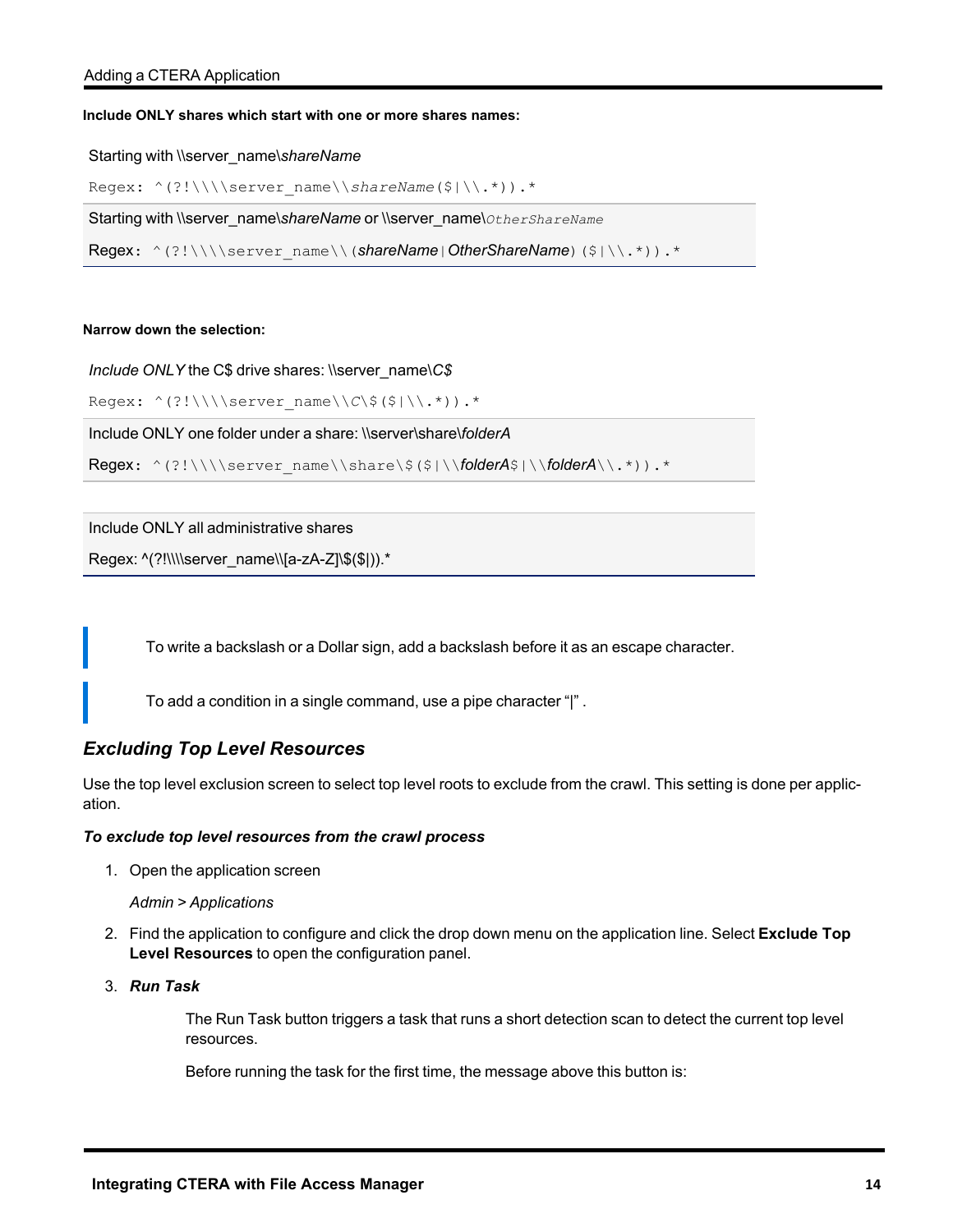**Include ONLY shares which start with one or more shares names:**

| Starting with \\server_name\*shareName* |
|---|
| Regex: `^(?!\\\\server_name\\shareName($|\\.*)).*` |
| Starting with \\server_name\*shareName* or \\server_name\*OtherShareName* |
| Regex: `^(?!\\\\server_name\\(shareName|OtherShareName)($|\\.*)).*` |

**Narrow down the selection:**

| *Include ONLY* the C$ drive shares: \\server_name\*C$* |
|---|
| Regex: `^(?!\\\\server_name\\C\$($|\\.*)).*` |
| Include ONLY one folder under a share: \\server\share\*folderA* |
| Regex: `^(?!\\\\server_name\\share\$($|\\folderA$|\\folderA\\.*)).*` |

| Include ONLY all administrative shares |
|---|
| Regex: ^(?!\\\\server_name\\[a-zA-Z]\$($|)).* |

> To write a backslash or a Dollar sign, add a backslash before it as an escape character.

> To add a condition in a single command, use a pipe character "|" .

## *Excluding Top Level Resources*

Use the top level exclusion screen to select top level roots to exclude from the crawl. This setting is done per application.

***To exclude top level resources from the crawl process***

1. Open the application screen

   *Admin > Applications*

2. Find the application to configure and click the drop down menu on the application line. Select **Exclude Top Level Resources** to open the configuration panel.

3. ***Run Task***

   The Run Task button triggers a task that runs a short detection scan to detect the current top level resources.

   Before running the task for the first time, the message above this button is: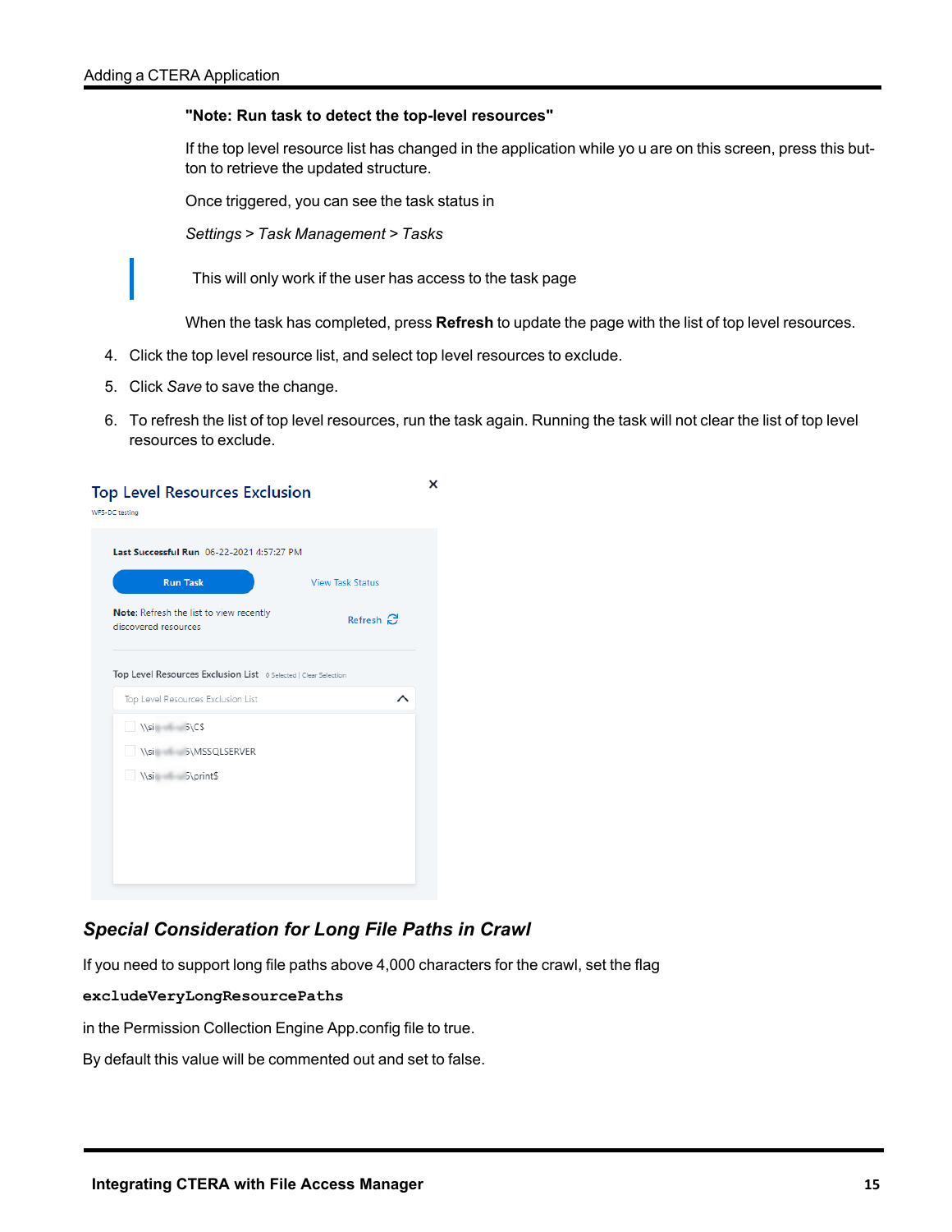**"Note: Run task to detect the top-level resources"**

If the top level resource list has changed in the application while yo u are on this screen, press this button to retrieve the updated structure.

Once triggered, you can see the task status in

*Settings* > *Task Management* > *Tasks*

> This will only work if the user has access to the task page

When the task has completed, press **Refresh** to update the page with the list of top level resources.

4. Click the top level resource list, and select top level resources to exclude.
5. Click *Save* to save the change.
6. To refresh the list of top level resources, run the task again. Running the task will not clear the list of top level resources to exclude.

Top Level Resources Exclusion

WFS-DC testing

**Last Successful Run** 06-22-2021 4:57:27 PM

Run Task

View Task Status

**Note:** Refresh the list to view recently discovered resources

Refresh

Top Level Resources Exclusion List 0 Selected | Clear Selection

Top Level Resources Exclusion List

- \\si...5\C$
- \\si...5\MSSQLSERVER
- \\si...5\print$

### *Special Consideration for Long File Paths in Crawl*

If you need to support long file paths above 4,000 characters for the crawl, set the flag

**`excludeVeryLongResourcePaths`**

in the Permission Collection Engine App.config file to true.

By default this value will be commented out and set to false.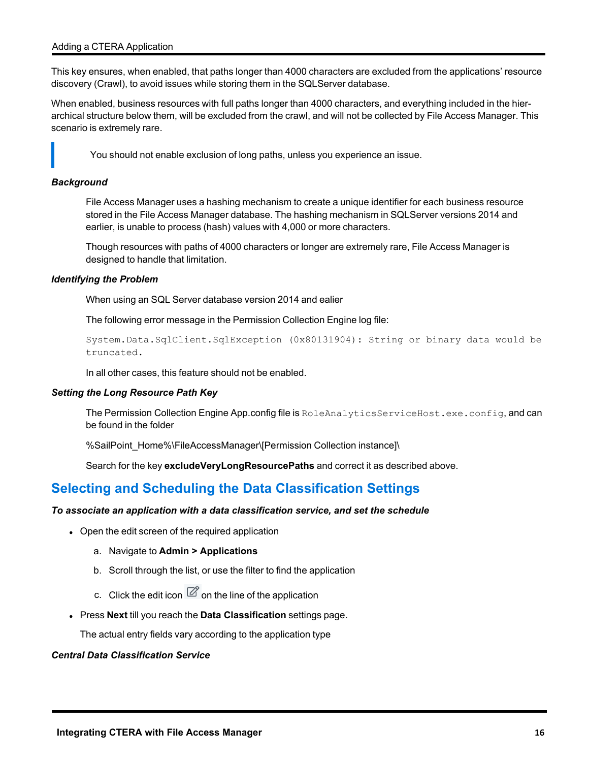This key ensures, when enabled, that paths longer than 4000 characters are excluded from the applications' resource discovery (Crawl), to avoid issues while storing them in the SQLServer database.

When enabled, business resources with full paths longer than 4000 characters, and everything included in the hierarchical structure below them, will be excluded from the crawl, and will not be collected by File Access Manager. This scenario is extremely rare.

> You should not enable exclusion of long paths, unless you experience an issue.

***Background***

File Access Manager uses a hashing mechanism to create a unique identifier for each business resource stored in the File Access Manager database. The hashing mechanism in SQLServer versions 2014 and earlier, is unable to process (hash) values with 4,000 or more characters.

Though resources with paths of 4000 characters or longer are extremely rare, File Access Manager is designed to handle that limitation.

***Identifying the Problem***

When using an SQL Server database version 2014 and ealier

The following error message in the Permission Collection Engine log file:

```
System.Data.SqlClient.SqlException (0x80131904): String or binary data would be truncated.
```

In all other cases, this feature should not be enabled.

***Setting the Long Resource Path Key***

The Permission Collection Engine App.config file is `RoleAnalyticsServiceHost.exe.config`, and can be found in the folder

%SailPoint_Home%\FileAccessManager\[Permission Collection instance]\

Search for the key **excludeVeryLongResourcePaths** and correct it as described above.

## Selecting and Scheduling the Data Classification Settings

***To associate an application with a data classification service, and set the schedule***

- Open the edit screen of the required application
  a. Navigate to **Admin > Applications**
  b. Scroll through the list, or use the filter to find the application
  c. Click the edit icon on the line of the application
- Press **Next** till you reach the **Data Classification** settings page.

  The actual entry fields vary according to the application type

***Central Data Classification Service***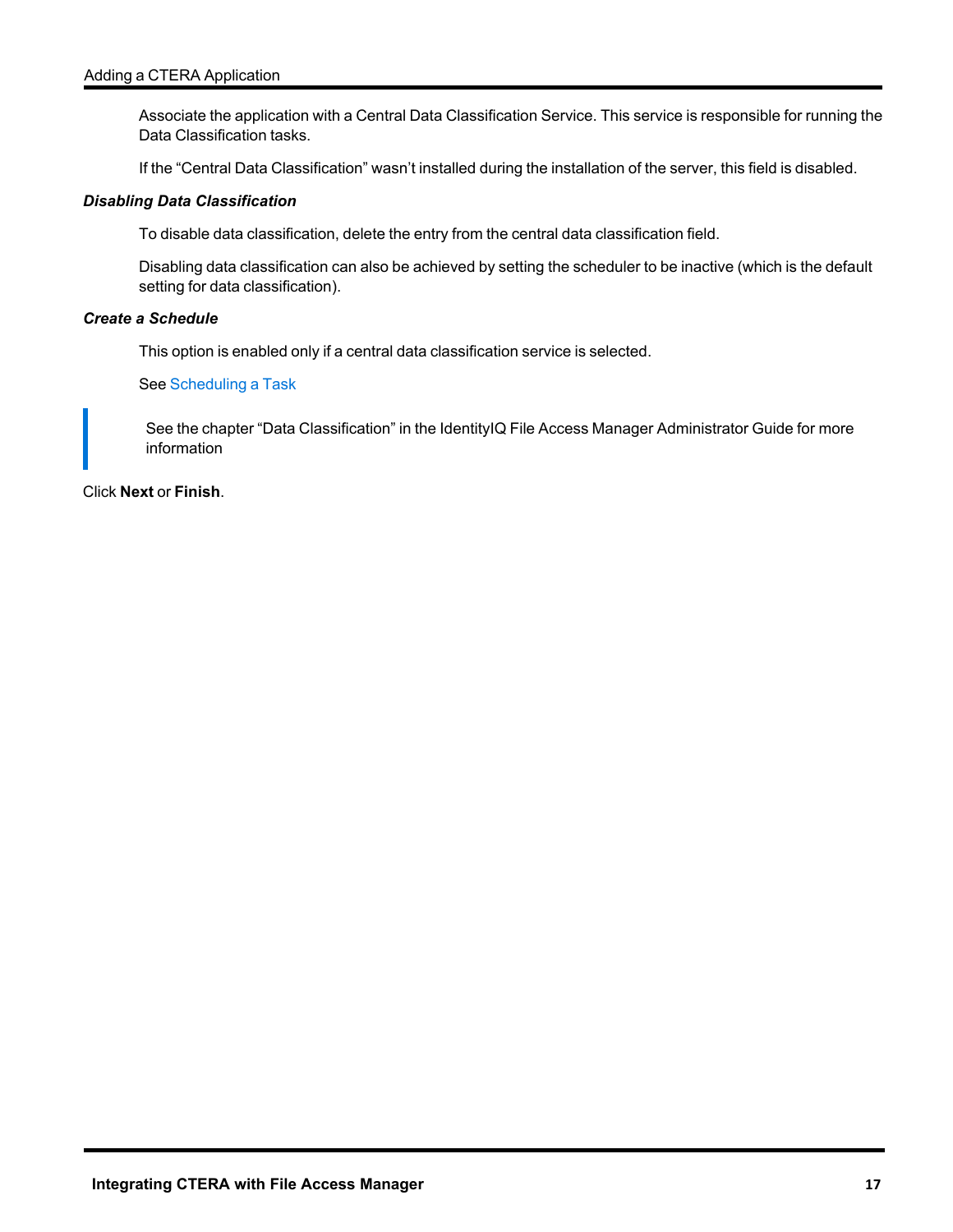Associate the application with a Central Data Classification Service. This service is responsible for running the Data Classification tasks.

If the “Central Data Classification” wasn’t installed during the installation of the server, this field is disabled.

***Disabling Data Classification***

To disable data classification, delete the entry from the central data classification field.

Disabling data classification can also be achieved by setting the scheduler to be inactive (which is the default setting for data classification).

***Create a Schedule***

This option is enabled only if a central data classification service is selected.

See Scheduling a Task

> See the chapter “Data Classification” in the IdentityIQ File Access Manager Administrator Guide for more information

Click **Next** or **Finish**.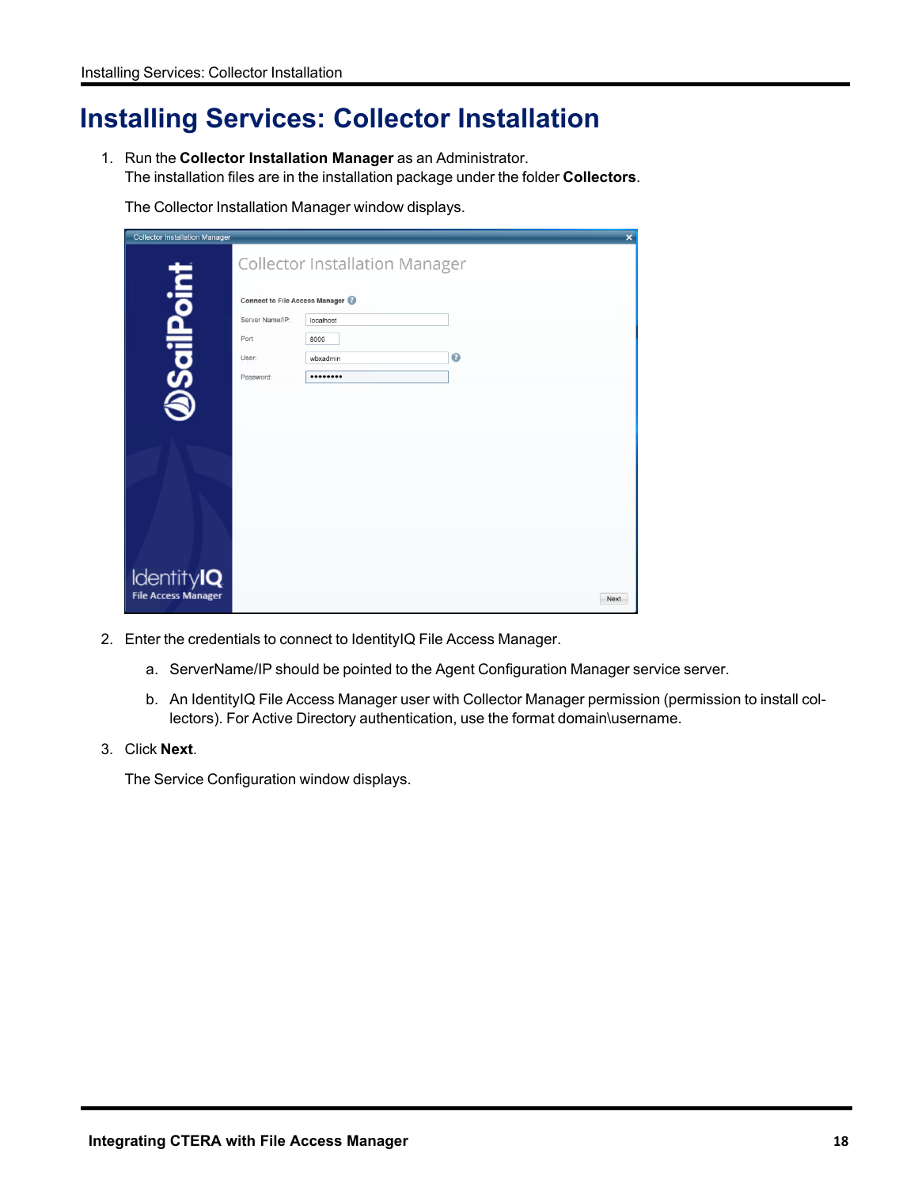# Installing Services: Collector Installation

1. Run the **Collector Installation Manager** as an Administrator.
   The installation files are in the installation package under the folder **Collectors**.

   The Collector Installation Manager window displays.

2. Enter the credentials to connect to IdentityIQ File Access Manager.

   a. ServerName/IP should be pointed to the Agent Configuration Manager service server.

   b. An IdentityIQ File Access Manager user with Collector Manager permission (permission to install collectors). For Active Directory authentication, use the format domain\username.

3. Click **Next**.

   The Service Configuration window displays.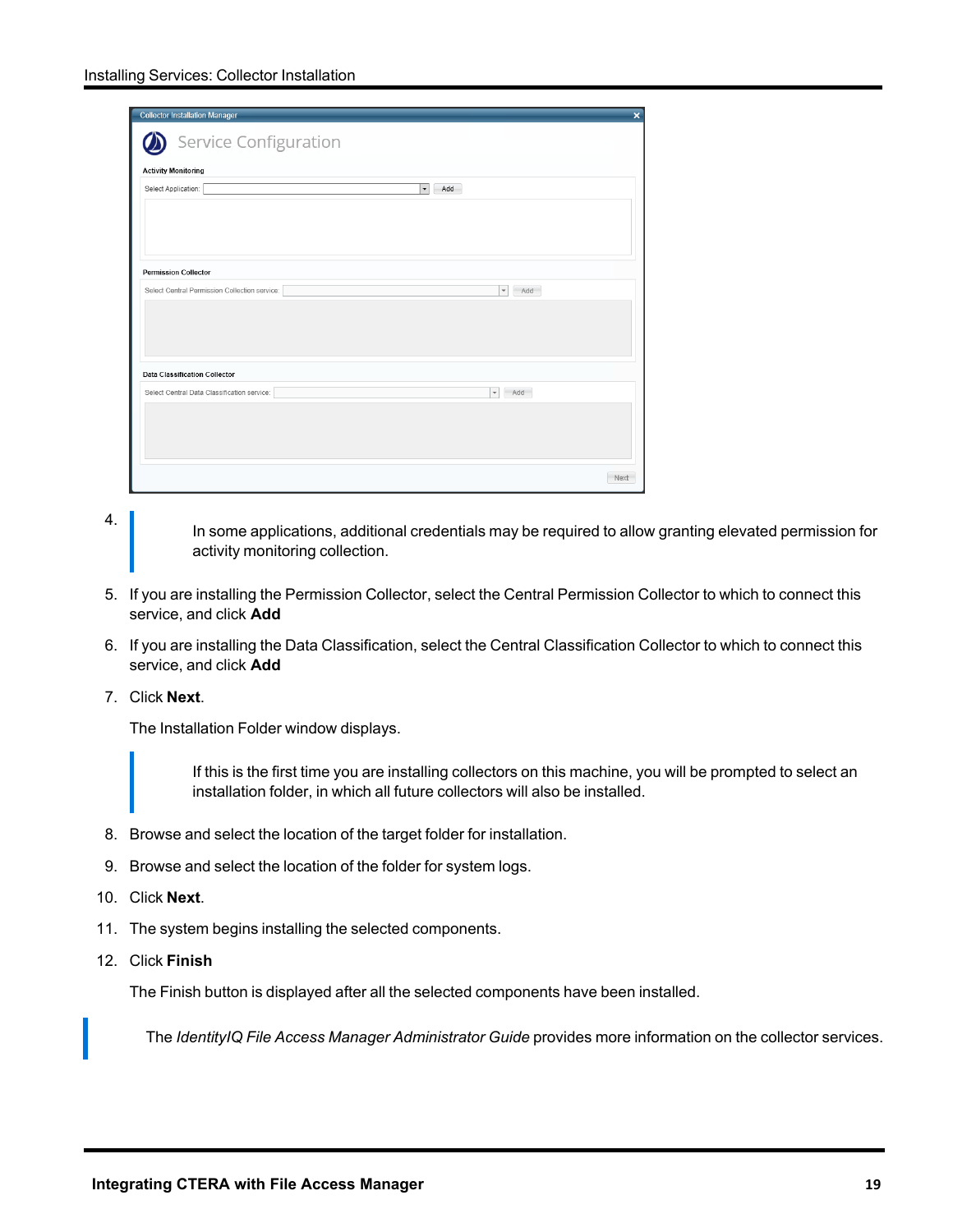4. In some applications, additional credentials may be required to allow granting elevated permission for activity monitoring collection.

5. If you are installing the Permission Collector, select the Central Permission Collector to which to connect this service, and click **Add**

6. If you are installing the Data Classification, select the Central Classification Collector to which to connect this service, and click **Add**

7. Click **Next**.

   The Installation Folder window displays.

   > If this is the first time you are installing collectors on this machine, you will be prompted to select an installation folder, in which all future collectors will also be installed.

8. Browse and select the location of the target folder for installation.

9. Browse and select the location of the folder for system logs.

10. Click **Next**.

11. The system begins installing the selected components.

12. Click **Finish**

    The Finish button is displayed after all the selected components have been installed.

> The *IdentityIQ File Access Manager Administrator Guide* provides more information on the collector services.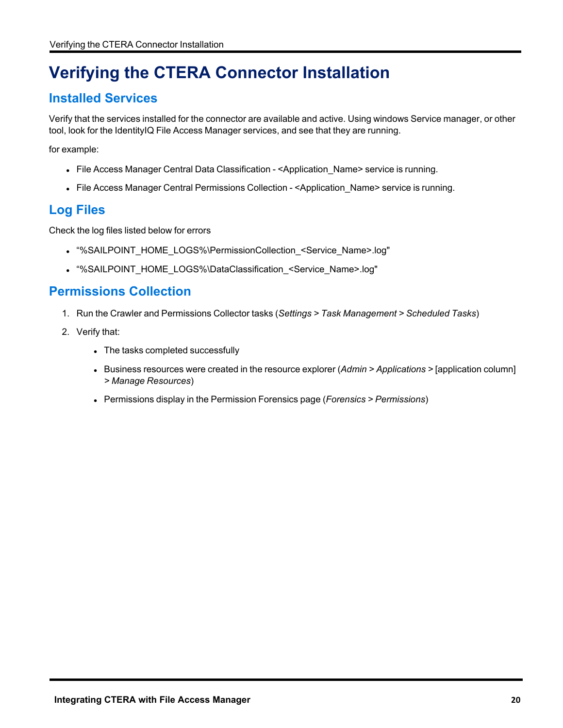# Verifying the CTERA Connector Installation

## Installed Services

Verify that the services installed for the connector are available and active. Using windows Service manager, or other tool, look for the IdentityIQ File Access Manager services, and see that they are running.

for example:

- File Access Manager Central Data Classification - <Application_Name> service is running.
- File Access Manager Central Permissions Collection - <Application_Name> service is running.

## Log Files

Check the log files listed below for errors

- “%SAILPOINT_HOME_LOGS%\PermissionCollection_<Service_Name>.log"
- “%SAILPOINT_HOME_LOGS%\DataClassification_<Service_Name>.log"

## Permissions Collection

1. Run the Crawler and Permissions Collector tasks (*Settings* > *Task Management* > *Scheduled Tasks*)
2. Verify that:
   - The tasks completed successfully
   - Business resources were created in the resource explorer (*Admin* > *Applications* > [application column] > *Manage Resources*)
   - Permissions display in the Permission Forensics page (*Forensics* > *Permissions*)